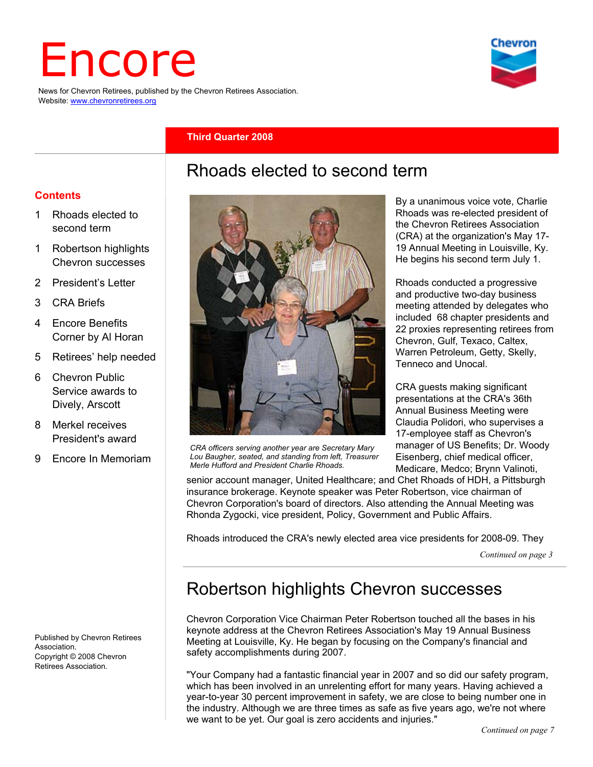# Encore

News for Chevron Retirees, published by the Chevron Retirees Association.
Website: www.chevronretirees.org

**Third Quarter 2008**

**Contents**

1 Rhoads elected to second term
1 Robertson highlights Chevron successes
2 President's Letter
3 CRA Briefs
4 Encore Benefits Corner by Al Horan
5 Retirees' help needed
6 Chevron Public Service awards to Dively, Arscott
8 Merkel receives President's award
9 Encore In Memoriam

Published by Chevron Retirees Association.
Copyright © 2008 Chevron Retirees Association.

## Rhoads elected to second term

*CRA officers serving another year are Secretary Mary Lou Baugher, seated, and standing from left, Treasurer Merle Hufford and President Charlie Rhoads.*

By a unanimous voice vote, Charlie Rhoads was re-elected president of the Chevron Retirees Association (CRA) at the organization's May 17-19 Annual Meeting in Louisville, Ky. He begins his second term July 1.

Rhoads conducted a progressive and productive two-day business meeting attended by delegates who included 68 chapter presidents and 22 proxies representing retirees from Chevron, Gulf, Texaco, Caltex, Warren Petroleum, Getty, Skelly, Tenneco and Unocal.

CRA guests making significant presentations at the CRA's 36th Annual Business Meeting were Claudia Polidori, who supervises a 17-employee staff as Chevron's manager of US Benefits; Dr. Woody Eisenberg, chief medical officer, Medicare, Medco; Brynn Valinoti, senior account manager, United Healthcare; and Chet Rhoads of HDH, a Pittsburgh insurance brokerage. Keynote speaker was Peter Robertson, vice chairman of Chevron Corporation's board of directors. Also attending the Annual Meeting was Rhonda Zygocki, vice president, Policy, Government and Public Affairs.

Rhoads introduced the CRA's newly elected area vice presidents for 2008-09. They

*Continued on page 3*

## Robertson highlights Chevron successes

Chevron Corporation Vice Chairman Peter Robertson touched all the bases in his keynote address at the Chevron Retirees Association's May 19 Annual Business Meeting at Louisville, Ky. He began by focusing on the Company's financial and safety accomplishments during 2007.

"Your Company had a fantastic financial year in 2007 and so did our safety program, which has been involved in an unrelenting effort for many years. Having achieved a year-to-year 30 percent improvement in safety, we are close to being number one in the industry. Although we are three times as safe as five years ago, we're not where we want to be yet. Our goal is zero accidents and injuries."

*Continued on page 7*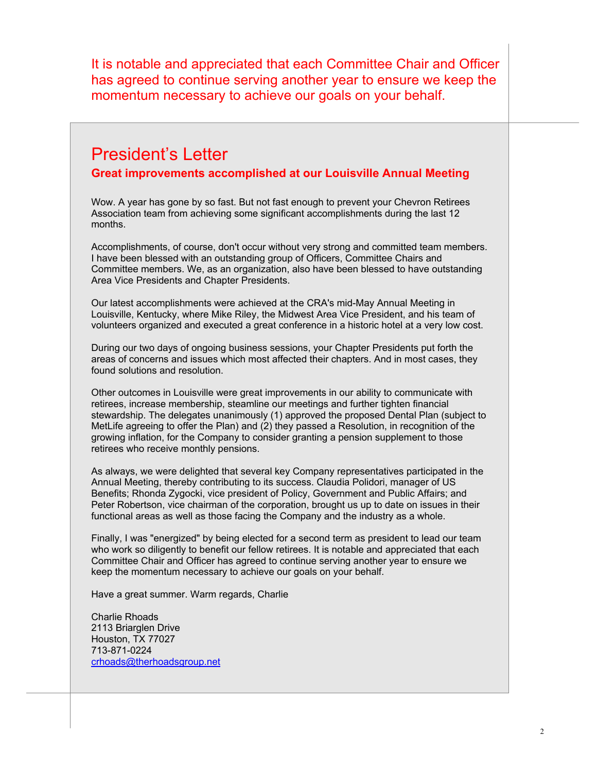It is notable and appreciated that each Committee Chair and Officer has agreed to continue serving another year to ensure we keep the momentum necessary to achieve our goals on your behalf.

# President's Letter

### Great improvements accomplished at our Louisville Annual Meeting

Wow. A year has gone by so fast. But not fast enough to prevent your Chevron Retirees Association team from achieving some significant accomplishments during the last 12 months.

Accomplishments, of course, don't occur without very strong and committed team members. I have been blessed with an outstanding group of Officers, Committee Chairs and Committee members. We, as an organization, also have been blessed to have outstanding Area Vice Presidents and Chapter Presidents.

Our latest accomplishments were achieved at the CRA's mid-May Annual Meeting in Louisville, Kentucky, where Mike Riley, the Midwest Area Vice President, and his team of volunteers organized and executed a great conference in a historic hotel at a very low cost.

During our two days of ongoing business sessions, your Chapter Presidents put forth the areas of concerns and issues which most affected their chapters. And in most cases, they found solutions and resolution.

Other outcomes in Louisville were great improvements in our ability to communicate with retirees, increase membership, steamline our meetings and further tighten financial stewardship. The delegates unanimously (1) approved the proposed Dental Plan (subject to MetLife agreeing to offer the Plan) and (2) they passed a Resolution, in recognition of the growing inflation, for the Company to consider granting a pension supplement to those retirees who receive monthly pensions.

As always, we were delighted that several key Company representatives participated in the Annual Meeting, thereby contributing to its success. Claudia Polidori, manager of US Benefits; Rhonda Zygocki, vice president of Policy, Government and Public Affairs; and Peter Robertson, vice chairman of the corporation, brought us up to date on issues in their functional areas as well as those facing the Company and the industry as a whole.

Finally, I was "energized" by being elected for a second term as president to lead our team who work so diligently to benefit our fellow retirees. It is notable and appreciated that each Committee Chair and Officer has agreed to continue serving another year to ensure we keep the momentum necessary to achieve our goals on your behalf.

Have a great summer. Warm regards, Charlie

Charlie Rhoads
2113 Briarglen Drive
Houston, TX 77027
713-871-0224
crhoads@therhoadsgroup.net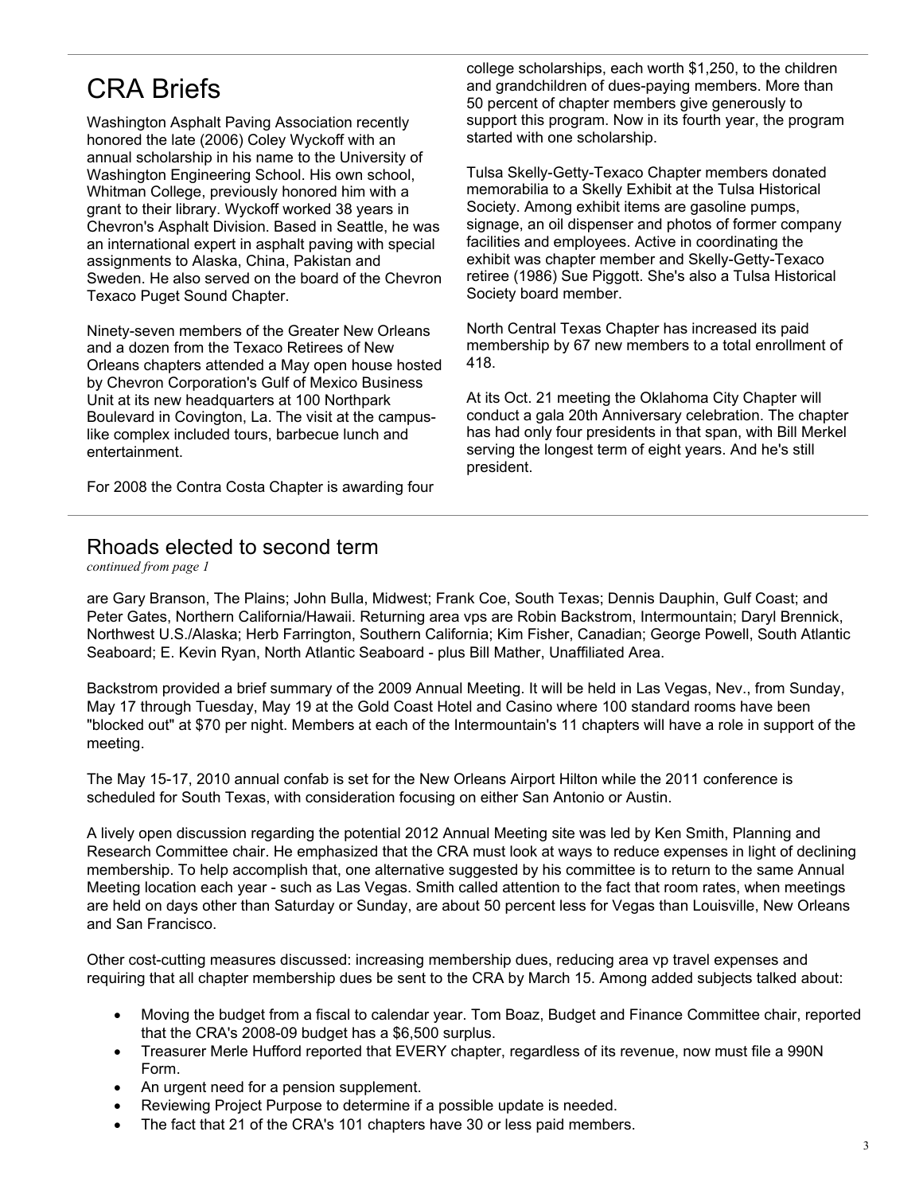# CRA Briefs

Washington Asphalt Paving Association recently honored the late (2006) Coley Wyckoff with an annual scholarship in his name to the University of Washington Engineering School. His own school, Whitman College, previously honored him with a grant to their library. Wyckoff worked 38 years in Chevron's Asphalt Division. Based in Seattle, he was an international expert in asphalt paving with special assignments to Alaska, China, Pakistan and Sweden. He also served on the board of the Chevron Texaco Puget Sound Chapter.

Ninety-seven members of the Greater New Orleans and a dozen from the Texaco Retirees of New Orleans chapters attended a May open house hosted by Chevron Corporation's Gulf of Mexico Business Unit at its new headquarters at 100 Northpark Boulevard in Covington, La. The visit at the campus-like complex included tours, barbecue lunch and entertainment.

For 2008 the Contra Costa Chapter is awarding four college scholarships, each worth $1,250, to the children and grandchildren of dues-paying members. More than 50 percent of chapter members give generously to support this program. Now in its fourth year, the program started with one scholarship.

Tulsa Skelly-Getty-Texaco Chapter members donated memorabilia to a Skelly Exhibit at the Tulsa Historical Society. Among exhibit items are gasoline pumps, signage, an oil dispenser and photos of former company facilities and employees. Active in coordinating the exhibit was chapter member and Skelly-Getty-Texaco retiree (1986) Sue Piggott. She's also a Tulsa Historical Society board member.

North Central Texas Chapter has increased its paid membership by 67 new members to a total enrollment of 418.

At its Oct. 21 meeting the Oklahoma City Chapter will conduct a gala 20th Anniversary celebration. The chapter has had only four presidents in that span, with Bill Merkel serving the longest term of eight years. And he's still president.

## Rhoads elected to second term

*continued from page 1*

are Gary Branson, The Plains; John Bulla, Midwest; Frank Coe, South Texas; Dennis Dauphin, Gulf Coast; and Peter Gates, Northern California/Hawaii. Returning area vps are Robin Backstrom, Intermountain; Daryl Brennick, Northwest U.S./Alaska; Herb Farrington, Southern California; Kim Fisher, Canadian; George Powell, South Atlantic Seaboard; E. Kevin Ryan, North Atlantic Seaboard - plus Bill Mather, Unaffiliated Area.

Backstrom provided a brief summary of the 2009 Annual Meeting. It will be held in Las Vegas, Nev., from Sunday, May 17 through Tuesday, May 19 at the Gold Coast Hotel and Casino where 100 standard rooms have been "blocked out" at $70 per night. Members at each of the Intermountain's 11 chapters will have a role in support of the meeting.

The May 15-17, 2010 annual confab is set for the New Orleans Airport Hilton while the 2011 conference is scheduled for South Texas, with consideration focusing on either San Antonio or Austin.

A lively open discussion regarding the potential 2012 Annual Meeting site was led by Ken Smith, Planning and Research Committee chair. He emphasized that the CRA must look at ways to reduce expenses in light of declining membership. To help accomplish that, one alternative suggested by his committee is to return to the same Annual Meeting location each year - such as Las Vegas. Smith called attention to the fact that room rates, when meetings are held on days other than Saturday or Sunday, are about 50 percent less for Vegas than Louisville, New Orleans and San Francisco.

Other cost-cutting measures discussed: increasing membership dues, reducing area vp travel expenses and requiring that all chapter membership dues be sent to the CRA by March 15. Among added subjects talked about:

- Moving the budget from a fiscal to calendar year. Tom Boaz, Budget and Finance Committee chair, reported that the CRA's 2008-09 budget has a $6,500 surplus.
- Treasurer Merle Hufford reported that EVERY chapter, regardless of its revenue, now must file a 990N Form.
- An urgent need for a pension supplement.
- Reviewing Project Purpose to determine if a possible update is needed.
- The fact that 21 of the CRA's 101 chapters have 30 or less paid members.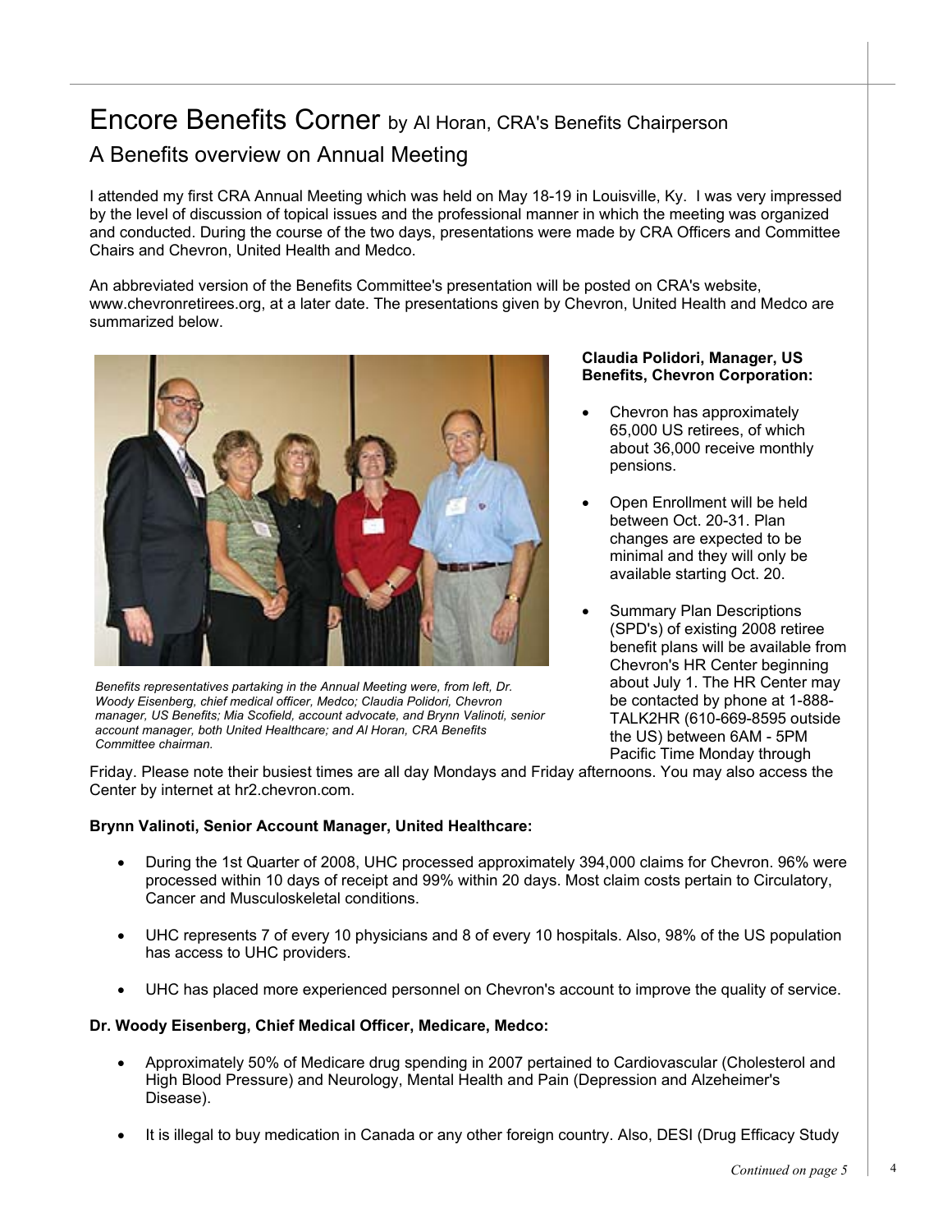# Encore Benefits Corner by Al Horan, CRA's Benefits Chairperson

## A Benefits overview on Annual Meeting

I attended my first CRA Annual Meeting which was held on May 18-19 in Louisville, Ky. I was very impressed by the level of discussion of topical issues and the professional manner in which the meeting was organized and conducted. During the course of the two days, presentations were made by CRA Officers and Committee Chairs and Chevron, United Health and Medco.

An abbreviated version of the Benefits Committee's presentation will be posted on CRA's website, www.chevronretirees.org, at a later date. The presentations given by Chevron, United Health and Medco are summarized below.

*Benefits representatives partaking in the Annual Meeting were, from left, Dr. Woody Eisenberg, chief medical officer, Medco; Claudia Polidori, Chevron manager, US Benefits; Mia Scofield, account advocate, and Brynn Valinoti, senior account manager, both United Healthcare; and Al Horan, CRA Benefits Committee chairman.*

**Claudia Polidori, Manager, US Benefits, Chevron Corporation:**

- Chevron has approximately 65,000 US retirees, of which about 36,000 receive monthly pensions.
- Open Enrollment will be held between Oct. 20-31. Plan changes are expected to be minimal and they will only be available starting Oct. 20.
- Summary Plan Descriptions (SPD's) of existing 2008 retiree benefit plans will be available from Chevron's HR Center beginning about July 1. The HR Center may be contacted by phone at 1-888-TALK2HR (610-669-8595 outside the US) between 6AM - 5PM Pacific Time Monday through Friday. Please note their busiest times are all day Mondays and Friday afternoons. You may also access the Center by internet at hr2.chevron.com.

**Brynn Valinoti, Senior Account Manager, United Healthcare:**

- During the 1st Quarter of 2008, UHC processed approximately 394,000 claims for Chevron. 96% were processed within 10 days of receipt and 99% within 20 days. Most claim costs pertain to Circulatory, Cancer and Musculoskeletal conditions.
- UHC represents 7 of every 10 physicians and 8 of every 10 hospitals. Also, 98% of the US population has access to UHC providers.
- UHC has placed more experienced personnel on Chevron's account to improve the quality of service.

**Dr. Woody Eisenberg, Chief Medical Officer, Medicare, Medco:**

- Approximately 50% of Medicare drug spending in 2007 pertained to Cardiovascular (Cholesterol and High Blood Pressure) and Neurology, Mental Health and Pain (Depression and Alzeheimer's Disease).
- It is illegal to buy medication in Canada or any other foreign country. Also, DESI (Drug Efficacy Study

*Continued on page 5*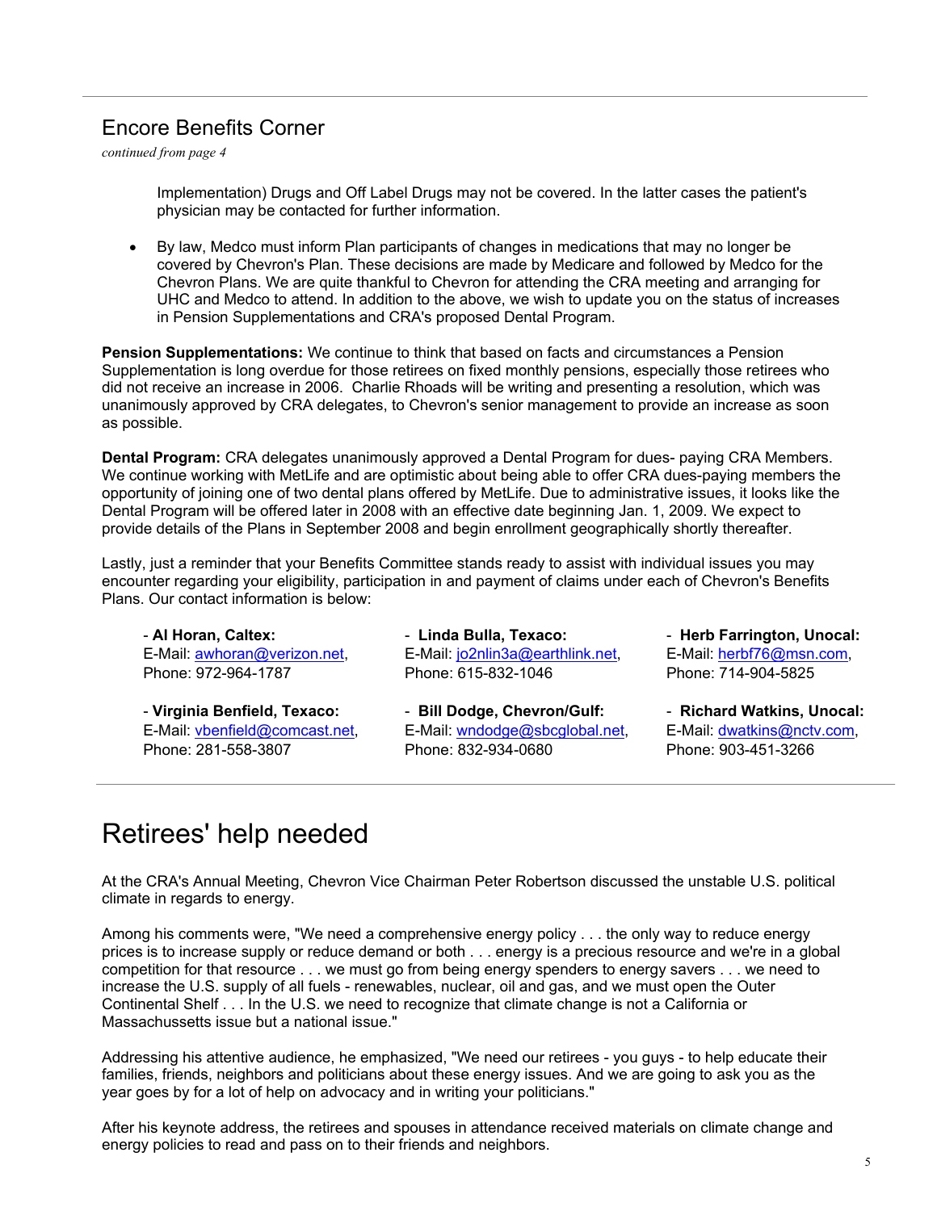## Encore Benefits Corner

*continued from page 4*

Implementation) Drugs and Off Label Drugs may not be covered. In the latter cases the patient's physician may be contacted for further information.

- By law, Medco must inform Plan participants of changes in medications that may no longer be covered by Chevron's Plan. These decisions are made by Medicare and followed by Medco for the Chevron Plans. We are quite thankful to Chevron for attending the CRA meeting and arranging for UHC and Medco to attend. In addition to the above, we wish to update you on the status of increases in Pension Supplementations and CRA's proposed Dental Program.

**Pension Supplementations:** We continue to think that based on facts and circumstances a Pension Supplementation is long overdue for those retirees on fixed monthly pensions, especially those retirees who did not receive an increase in 2006. Charlie Rhoads will be writing and presenting a resolution, which was unanimously approved by CRA delegates, to Chevron's senior management to provide an increase as soon as possible.

**Dental Program:** CRA delegates unanimously approved a Dental Program for dues- paying CRA Members. We continue working with MetLife and are optimistic about being able to offer CRA dues-paying members the opportunity of joining one of two dental plans offered by MetLife. Due to administrative issues, it looks like the Dental Program will be offered later in 2008 with an effective date beginning Jan. 1, 2009. We expect to provide details of the Plans in September 2008 and begin enrollment geographically shortly thereafter.

Lastly, just a reminder that your Benefits Committee stands ready to assist with individual issues you may encounter regarding your eligibility, participation in and payment of claims under each of Chevron's Benefits Plans. Our contact information is below:

- **Al Horan, Caltex:**
  E-Mail: awhoran@verizon.net,
  Phone: 972-964-1787

- **Virginia Benfield, Texaco:**
  E-Mail: vbenfield@comcast.net,
  Phone: 281-558-3807

- **Linda Bulla, Texaco:**
  E-Mail: jo2nlin3a@earthlink.net,
  Phone: 615-832-1046

- **Bill Dodge, Chevron/Gulf:**
  E-Mail: wndodge@sbcglobal.net,
  Phone: 832-934-0680

- **Herb Farrington, Unocal:**
  E-Mail: herbf76@msn.com,
  Phone: 714-904-5825

- **Richard Watkins, Unocal:**
  E-Mail: dwatkins@nctv.com,
  Phone: 903-451-3266

# Retirees' help needed

At the CRA's Annual Meeting, Chevron Vice Chairman Peter Robertson discussed the unstable U.S. political climate in regards to energy.

Among his comments were, "We need a comprehensive energy policy . . . the only way to reduce energy prices is to increase supply or reduce demand or both . . . energy is a precious resource and we're in a global competition for that resource . . . we must go from being energy spenders to energy savers . . . we need to increase the U.S. supply of all fuels - renewables, nuclear, oil and gas, and we must open the Outer Continental Shelf . . . In the U.S. we need to recognize that climate change is not a California or Massachussetts issue but a national issue."

Addressing his attentive audience, he emphasized, "We need our retirees - you guys - to help educate their families, friends, neighbors and politicians about these energy issues. And we are going to ask you as the year goes by for a lot of help on advocacy and in writing your politicians."

After his keynote address, the retirees and spouses in attendance received materials on climate change and energy policies to read and pass on to their friends and neighbors.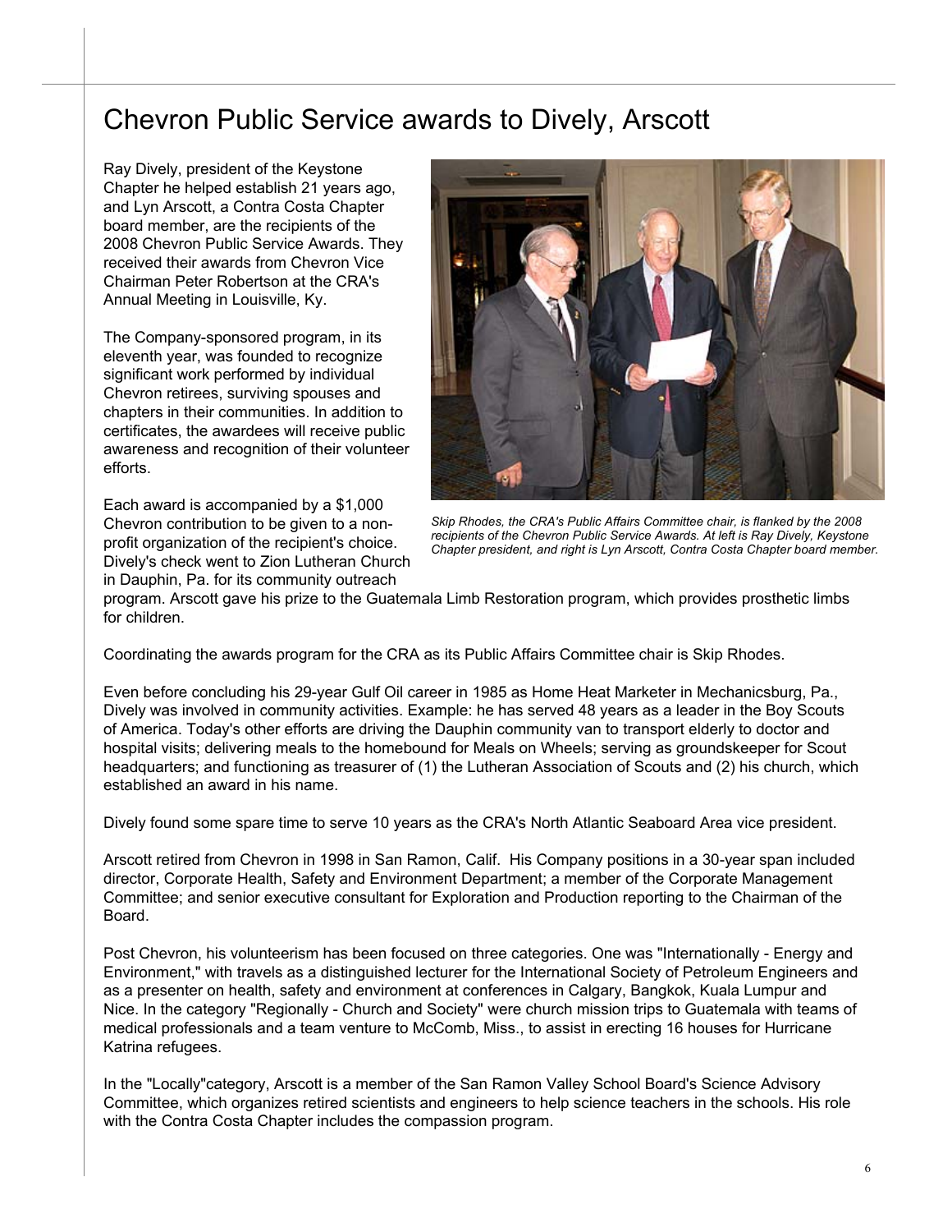# Chevron Public Service awards to Dively, Arscott

Ray Dively, president of the Keystone Chapter he helped establish 21 years ago, and Lyn Arscott, a Contra Costa Chapter board member, are the recipients of the 2008 Chevron Public Service Awards. They received their awards from Chevron Vice Chairman Peter Robertson at the CRA's Annual Meeting in Louisville, Ky.

The Company-sponsored program, in its eleventh year, was founded to recognize significant work performed by individual Chevron retirees, surviving spouses and chapters in their communities. In addition to certificates, the awardees will receive public awareness and recognition of their volunteer efforts.

*Skip Rhodes, the CRA's Public Affairs Committee chair, is flanked by the 2008 recipients of the Chevron Public Service Awards. At left is Ray Dively, Keystone Chapter president, and right is Lyn Arscott, Contra Costa Chapter board member.*

Each award is accompanied by a $1,000 Chevron contribution to be given to a non-profit organization of the recipient's choice. Dively's check went to Zion Lutheran Church in Dauphin, Pa. for its community outreach program. Arscott gave his prize to the Guatemala Limb Restoration program, which provides prosthetic limbs for children.

Coordinating the awards program for the CRA as its Public Affairs Committee chair is Skip Rhodes.

Even before concluding his 29-year Gulf Oil career in 1985 as Home Heat Marketer in Mechanicsburg, Pa., Dively was involved in community activities. Example: he has served 48 years as a leader in the Boy Scouts of America. Today's other efforts are driving the Dauphin community van to transport elderly to doctor and hospital visits; delivering meals to the homebound for Meals on Wheels; serving as groundskeeper for Scout headquarters; and functioning as treasurer of (1) the Lutheran Association of Scouts and (2) his church, which established an award in his name.

Dively found some spare time to serve 10 years as the CRA's North Atlantic Seaboard Area vice president.

Arscott retired from Chevron in 1998 in San Ramon, Calif. His Company positions in a 30-year span included director, Corporate Health, Safety and Environment Department; a member of the Corporate Management Committee; and senior executive consultant for Exploration and Production reporting to the Chairman of the Board.

Post Chevron, his volunteerism has been focused on three categories. One was "Internationally - Energy and Environment," with travels as a distinguished lecturer for the International Society of Petroleum Engineers and as a presenter on health, safety and environment at conferences in Calgary, Bangkok, Kuala Lumpur and Nice. In the category "Regionally - Church and Society" were church mission trips to Guatemala with teams of medical professionals and a team venture to McComb, Miss., to assist in erecting 16 houses for Hurricane Katrina refugees.

In the "Locally"category, Arscott is a member of the San Ramon Valley School Board's Science Advisory Committee, which organizes retired scientists and engineers to help science teachers in the schools. His role with the Contra Costa Chapter includes the compassion program.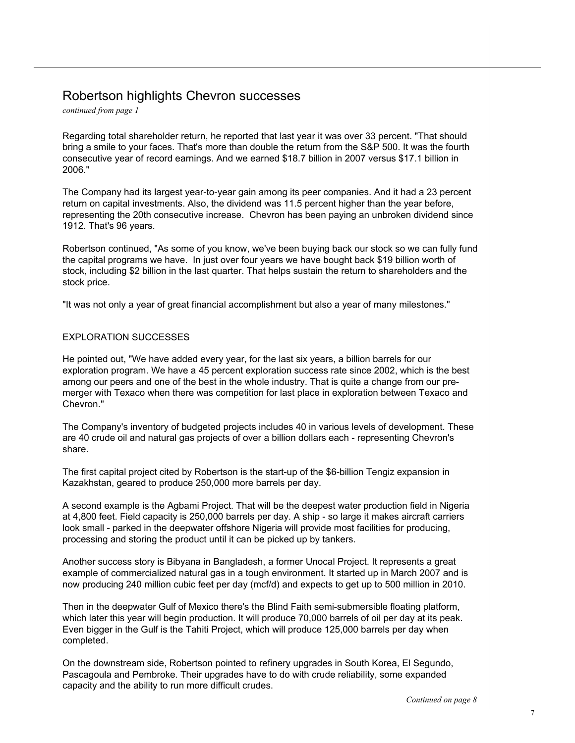## Robertson highlights Chevron successes

*continued from page 1*

Regarding total shareholder return, he reported that last year it was over 33 percent. "That should bring a smile to your faces. That's more than double the return from the S&P 500. It was the fourth consecutive year of record earnings. And we earned $18.7 billion in 2007 versus $17.1 billion in 2006."

The Company had its largest year-to-year gain among its peer companies. And it had a 23 percent return on capital investments. Also, the dividend was 11.5 percent higher than the year before, representing the 20th consecutive increase. Chevron has been paying an unbroken dividend since 1912. That's 96 years.

Robertson continued, "As some of you know, we've been buying back our stock so we can fully fund the capital programs we have. In just over four years we have bought back $19 billion worth of stock, including $2 billion in the last quarter. That helps sustain the return to shareholders and the stock price.

"It was not only a year of great financial accomplishment but also a year of many milestones."

### EXPLORATION SUCCESSES

He pointed out, "We have added every year, for the last six years, a billion barrels for our exploration program. We have a 45 percent exploration success rate since 2002, which is the best among our peers and one of the best in the whole industry. That is quite a change from our pre-merger with Texaco when there was competition for last place in exploration between Texaco and Chevron."

The Company's inventory of budgeted projects includes 40 in various levels of development. These are 40 crude oil and natural gas projects of over a billion dollars each - representing Chevron's share.

The first capital project cited by Robertson is the start-up of the $6-billion Tengiz expansion in Kazakhstan, geared to produce 250,000 more barrels per day.

A second example is the Agbami Project. That will be the deepest water production field in Nigeria at 4,800 feet. Field capacity is 250,000 barrels per day. A ship - so large it makes aircraft carriers look small - parked in the deepwater offshore Nigeria will provide most facilities for producing, processing and storing the product until it can be picked up by tankers.

Another success story is Bibyana in Bangladesh, a former Unocal Project. It represents a great example of commercialized natural gas in a tough environment. It started up in March 2007 and is now producing 240 million cubic feet per day (mcf/d) and expects to get up to 500 million in 2010.

Then in the deepwater Gulf of Mexico there's the Blind Faith semi-submersible floating platform, which later this year will begin production. It will produce 70,000 barrels of oil per day at its peak. Even bigger in the Gulf is the Tahiti Project, which will produce 125,000 barrels per day when completed.

On the downstream side, Robertson pointed to refinery upgrades in South Korea, El Segundo, Pascagoula and Pembroke. Their upgrades have to do with crude reliability, some expanded capacity and the ability to run more difficult crudes.

*Continued on page 8*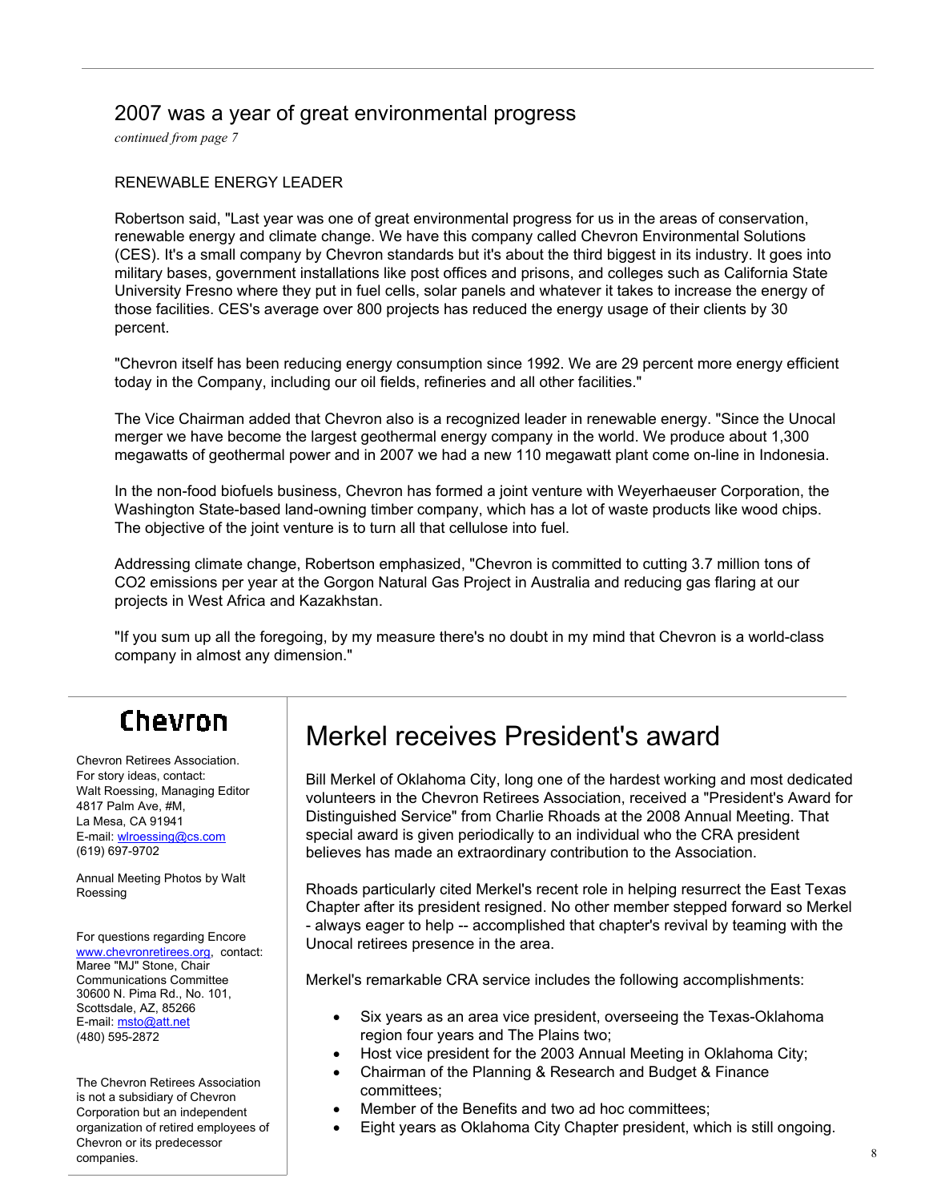## 2007 was a year of great environmental progress

*continued from page 7*

RENEWABLE ENERGY LEADER

Robertson said, "Last year was one of great environmental progress for us in the areas of conservation, renewable energy and climate change. We have this company called Chevron Environmental Solutions (CES). It's a small company by Chevron standards but it's about the third biggest in its industry. It goes into military bases, government installations like post offices and prisons, and colleges such as California State University Fresno where they put in fuel cells, solar panels and whatever it takes to increase the energy of those facilities. CES's average over 800 projects has reduced the energy usage of their clients by 30 percent.

"Chevron itself has been reducing energy consumption since 1992. We are 29 percent more energy efficient today in the Company, including our oil fields, refineries and all other facilities."

The Vice Chairman added that Chevron also is a recognized leader in renewable energy. "Since the Unocal merger we have become the largest geothermal energy company in the world. We produce about 1,300 megawatts of geothermal power and in 2007 we had a new 110 megawatt plant come on-line in Indonesia.

In the non-food biofuels business, Chevron has formed a joint venture with Weyerhaeuser Corporation, the Washington State-based land-owning timber company, which has a lot of waste products like wood chips. The objective of the joint venture is to turn all that cellulose into fuel.

Addressing climate change, Robertson emphasized, "Chevron is committed to cutting 3.7 million tons of $CO_2$ emissions per year at the Gorgon Natural Gas Project in Australia and reducing gas flaring at our projects in West Africa and Kazakhstan.

"If you sum up all the foregoing, by my measure there's no doubt in my mind that Chevron is a world-class company in almost any dimension."

## Merkel receives President's award

Bill Merkel of Oklahoma City, long one of the hardest working and most dedicated volunteers in the Chevron Retirees Association, received a "President's Award for Distinguished Service" from Charlie Rhoads at the 2008 Annual Meeting. That special award is given periodically to an individual who the CRA president believes has made an extraordinary contribution to the Association.

Rhoads particularly cited Merkel's recent role in helping resurrect the East Texas Chapter after its president resigned. No other member stepped forward so Merkel - always eager to help -- accomplished that chapter's revival by teaming with the Unocal retirees presence in the area.

Merkel's remarkable CRA service includes the following accomplishments:

- Six years as an area vice president, overseeing the Texas-Oklahoma region four years and The Plains two;
- Host vice president for the 2003 Annual Meeting in Oklahoma City;
- Chairman of the Planning & Research and Budget & Finance committees;
- Member of the Benefits and two ad hoc committees;
- Eight years as Oklahoma City Chapter president, which is still ongoing.

**Chevron**

Chevron Retirees Association.
For story ideas, contact:
Walt Roessing, Managing Editor
4817 Palm Ave, #M,
La Mesa, CA 91941
E-mail: wlroessing@cs.com
(619) 697-9702

Annual Meeting Photos by Walt Roessing

For questions regarding Encore www.chevronretirees.org, contact:
Maree "MJ" Stone, Chair
Communications Committee
30600 N. Pima Rd., No. 101,
Scottsdale, AZ, 85266
E-mail: msto@att.net
(480) 595-2872

The Chevron Retirees Association is not a subsidiary of Chevron Corporation but an independent organization of retired employees of Chevron or its predecessor companies.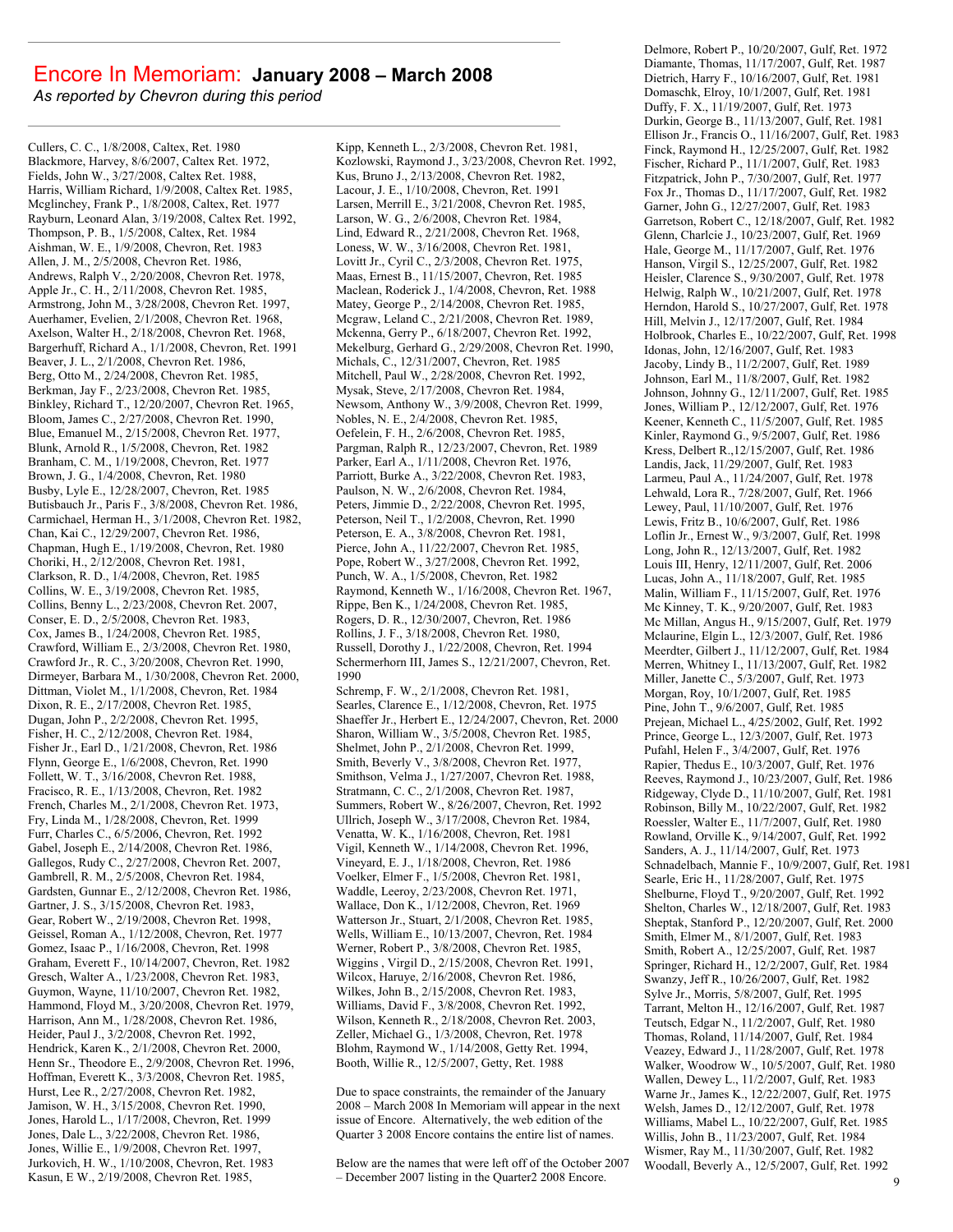# Encore In Memoriam: **January 2008 – March 2008**

*As reported by Chevron during this period*

Cullers, C. C., 1/8/2008, Caltex, Ret. 1980
Blackmore, Harvey, 8/6/2007, Caltex Ret. 1972,
Fields, John W., 3/27/2008, Caltex Ret. 1988,
Harris, William Richard, 1/9/2008, Caltex Ret. 1985,
Mcglinchey, Frank P., 1/8/2008, Caltex, Ret. 1977
Rayburn, Leonard Alan, 3/19/2008, Caltex Ret. 1992,
Thompson, P. B., 1/5/2008, Caltex, Ret. 1984
Aishman, W. E., 1/9/2008, Chevron, Ret. 1983
Allen, J. M., 2/5/2008, Chevron Ret. 1986,
Andrews, Ralph V., 2/20/2008, Chevron Ret. 1978,
Apple Jr., C. H., 2/11/2008, Chevron Ret. 1985,
Armstrong, John M., 3/28/2008, Chevron Ret. 1997,
Auerhamer, Evelien, 2/1/2008, Chevron Ret. 1968,
Axelson, Walter H., 2/18/2008, Chevron Ret. 1968,
Bargerhuff, Richard A., 1/1/2008, Chevron, Ret. 1991
Beaver, J. L., 2/1/2008, Chevron Ret. 1986,
Berg, Otto M., 2/24/2008, Chevron Ret. 1985,
Berkman, Jay F., 2/23/2008, Chevron Ret. 1985,
Binkley, Richard T., 12/20/2007, Chevron Ret. 1965,
Bloom, James C., 2/27/2008, Chevron Ret. 1990,
Blue, Emanuel M., 2/15/2008, Chevron Ret. 1977,
Blunk, Arnold R., 1/5/2008, Chevron, Ret. 1982
Branham, C. M., 1/19/2008, Chevron, Ret. 1977
Brown, J. G., 1/4/2008, Chevron, Ret. 1980
Busby, Lyle E., 12/28/2007, Chevron, Ret. 1985
Butisbauch Jr., Paris F., 3/8/2008, Chevron Ret. 1986,
Carmichael, Herman H., 3/1/2008, Chevron Ret. 1982,
Chan, Kai C., 12/29/2007, Chevron Ret. 1986,
Chapman, Hugh E., 1/19/2008, Chevron, Ret. 1980
Choriki, H., 2/12/2008, Chevron Ret. 1981,
Clarkson, R. D., 1/4/2008, Chevron, Ret. 1985
Collins, W. E., 3/19/2008, Chevron Ret. 1985,
Collins, Benny L., 2/23/2008, Chevron Ret. 2007,
Conser, E. D., 2/5/2008, Chevron Ret. 1983,
Cox, James B., 1/24/2008, Chevron Ret. 1985,
Crawford, William E., 2/3/2008, Chevron Ret. 1980,
Crawford Jr., R. C., 3/20/2008, Chevron Ret. 1990,
Dirmeyer, Barbara M., 1/30/2008, Chevron Ret. 2000,
Dittman, Violet M., 1/1/2008, Chevron, Ret. 1984
Dixon, R. E., 2/17/2008, Chevron Ret. 1985,
Dugan, John P., 2/2/2008, Chevron Ret. 1995,
Fisher, H. C., 2/12/2008, Chevron Ret. 1984,
Fisher Jr., Earl D., 1/21/2008, Chevron, Ret. 1986
Flynn, George E., 1/6/2008, Chevron, Ret. 1990
Follett, W. T., 3/16/2008, Chevron Ret. 1988,
Fracisco, R. E., 1/13/2008, Chevron, Ret. 1982
French, Charles M., 2/1/2008, Chevron Ret. 1973,
Fry, Linda M., 1/28/2008, Chevron, Ret. 1999
Furr, Charles C., 6/5/2006, Chevron, Ret. 1992
Gabel, Joseph E., 2/14/2008, Chevron Ret. 1986,
Gallegos, Rudy C., 2/27/2008, Chevron Ret. 2007,
Gambrell, R. M., 2/5/2008, Chevron Ret. 1984,
Gardsten, Gunnar E., 2/12/2008, Chevron Ret. 1986,
Gartner, J. S., 3/15/2008, Chevron Ret. 1983,
Gear, Robert W., 2/19/2008, Chevron Ret. 1998,
Geissel, Roman A., 1/12/2008, Chevron, Ret. 1977
Gomez, Isaac P., 1/16/2008, Chevron, Ret. 1998
Graham, Everett F., 10/14/2007, Chevron, Ret. 1982
Gresch, Walter A., 1/23/2008, Chevron Ret. 1983,
Guymon, Wayne, 11/10/2007, Chevron Ret. 1982,
Hammond, Floyd M., 3/20/2008, Chevron Ret. 1979,
Harrison, Ann M., 1/28/2008, Chevron Ret. 1986,
Heider, Paul J., 3/2/2008, Chevron Ret. 1992,
Hendrick, Karen K., 2/1/2008, Chevron Ret. 2000,
Henn Sr., Theodore E., 2/9/2008, Chevron Ret. 1996,
Hoffman, Everett K., 3/3/2008, Chevron Ret. 1985,
Hurst, Lee R., 2/27/2008, Chevron Ret. 1982,
Jamison, W. H., 3/15/2008, Chevron Ret. 1990,
Jones, Harold L., 1/17/2008, Chevron, Ret. 1999
Jones, Dale L., 3/22/2008, Chevron Ret. 1986,
Jones, Willie E., 1/9/2008, Chevron Ret. 1997,
Jurkovich, H. W., 1/10/2008, Chevron, Ret. 1983
Kasun, E W., 2/19/2008, Chevron Ret. 1985,
Kipp, Kenneth L., 2/3/2008, Chevron Ret. 1981,
Kozlowski, Raymond J., 3/23/2008, Chevron Ret. 1992,
Kus, Bruno J., 2/13/2008, Chevron Ret. 1982,
Lacour, J. E., 1/10/2008, Chevron, Ret. 1991
Larsen, Merrill E., 3/21/2008, Chevron Ret. 1985,
Larson, W. G., 2/6/2008, Chevron Ret. 1984,
Lind, Edward R., 2/21/2008, Chevron Ret. 1968,
Loness, W. W., 3/16/2008, Chevron Ret. 1981,
Lovitt Jr., Cyril C., 2/3/2008, Chevron Ret. 1975,
Maas, Ernest B., 11/15/2007, Chevron, Ret. 1985
Maclean, Roderick J., 1/4/2008, Chevron, Ret. 1988
Matey, George P., 2/14/2008, Chevron Ret. 1985,
Mcgraw, Leland C., 2/21/2008, Chevron Ret. 1989,
Mckenna, Gerry P., 6/18/2007, Chevron Ret. 1992,
Mekelburg, Gerhard G., 2/29/2008, Chevron Ret. 1990,
Michals, C., 12/31/2007, Chevron, Ret. 1985
Mitchell, Paul W., 2/28/2008, Chevron Ret. 1992,
Mysak, Steve, 2/17/2008, Chevron Ret. 1984,
Newsom, Anthony W., 3/9/2008, Chevron Ret. 1999,
Nobles, N. E., 2/4/2008, Chevron Ret. 1985,
Oefelein, F. H., 2/6/2008, Chevron Ret. 1985,
Pargman, Ralph R., 12/23/2007, Chevron, Ret. 1989
Parker, Earl A., 1/11/2008, Chevron Ret. 1976,
Parriott, Burke A., 3/22/2008, Chevron Ret. 1983,
Paulson, N. W., 2/6/2008, Chevron Ret. 1984,
Peters, Jimmie D., 2/22/2008, Chevron Ret. 1995,
Peterson, Neil T., 1/2/2008, Chevron, Ret. 1990
Peterson, E. A., 3/8/2008, Chevron Ret. 1981,
Pierce, John A., 11/22/2007, Chevron Ret. 1985,
Pope, Robert W., 3/27/2008, Chevron Ret. 1992,
Punch, W. A., 1/5/2008, Chevron, Ret. 1982
Raymond, Kenneth W., 1/16/2008, Chevron Ret. 1967,
Rippe, Ben K., 1/24/2008, Chevron Ret. 1985,
Rogers, D. R., 12/30/2007, Chevron, Ret. 1986
Rollins, J. F., 3/18/2008, Chevron Ret. 1980,
Russell, Dorothy J., 1/22/2008, Chevron, Ret. 1994
Schermerhorn III, James S., 12/21/2007, Chevron, Ret. 1990
Schremp, F. W., 2/1/2008, Chevron Ret. 1981,
Searles, Clarence E., 1/12/2008, Chevron, Ret. 1975
Shaeffer Jr., Herbert E., 12/24/2007, Chevron, Ret. 2000
Sharon, William W., 3/5/2008, Chevron Ret. 1985,
Shelmet, John P., 2/1/2008, Chevron Ret. 1999,
Smith, Beverly V., 3/8/2008, Chevron Ret. 1977,
Smithson, Velma J., 1/27/2007, Chevron Ret. 1988,
Stratmann, C. C., 2/1/2008, Chevron Ret. 1987,
Summers, Robert W., 8/26/2007, Chevron, Ret. 1992
Ullrich, Joseph W., 3/17/2008, Chevron Ret. 1984,
Venatta, W. K., 1/16/2008, Chevron, Ret. 1981
Vigil, Kenneth W., 1/14/2008, Chevron Ret. 1996,
Vineyard, E. J., 1/18/2008, Chevron, Ret. 1986
Voelker, Elmer F., 1/5/2008, Chevron Ret. 1981,
Waddle, Leeroy, 2/23/2008, Chevron Ret. 1971,
Wallace, Don K., 1/12/2008, Chevron, Ret. 1969
Watterson Jr., Stuart, 2/1/2008, Chevron Ret. 1985,
Wells, William E., 10/13/2007, Chevron, Ret. 1984
Werner, Robert P., 3/8/2008, Chevron Ret. 1985,
Wiggins , Virgil D., 2/15/2008, Chevron Ret. 1991,
Wilcox, Haruye, 2/16/2008, Chevron Ret. 1986,
Wilkes, John B., 2/15/2008, Chevron Ret. 1983,
Williams, David F., 3/8/2008, Chevron Ret. 1992,
Wilson, Kenneth R., 2/18/2008, Chevron Ret. 2003,
Zeller, Michael G., 1/3/2008, Chevron, Ret. 1978
Blohm, Raymond W., 1/14/2008, Getty Ret. 1994,
Booth, Willie R., 12/5/2007, Getty, Ret. 1988

Due to space constraints, the remainder of the January 2008 – March 2008 In Memoriam will appear in the next issue of Encore. Alternatively, the web edition of the Quarter 3 2008 Encore contains the entire list of names.

Below are the names that were left off of the October 2007 – December 2007 listing in the Quarter2 2008 Encore.

Delmore, Robert P., 10/20/2007, Gulf, Ret. 1972
Diamante, Thomas, 11/17/2007, Gulf, Ret. 1987
Dietrich, Harry F., 10/16/2007, Gulf, Ret. 1981
Domaschk, Elroy, 10/1/2007, Gulf, Ret. 1981
Duffy, F. X., 11/19/2007, Gulf, Ret. 1973
Durkin, George B., 11/13/2007, Gulf, Ret. 1981
Ellison Jr., Francis O., 11/16/2007, Gulf, Ret. 1983
Finck, Raymond H., 12/25/2007, Gulf, Ret. 1982
Fischer, Richard P., 11/1/2007, Gulf, Ret. 1983
Fitzpatrick, John P., 7/30/2007, Gulf, Ret. 1977
Fox Jr., Thomas D., 11/17/2007, Gulf, Ret. 1982
Garner, John G., 12/27/2007, Gulf, Ret. 1983
Garretson, Robert C., 12/18/2007, Gulf, Ret. 1982
Glenn, Charlcie J., 10/23/2007, Gulf, Ret. 1969
Hale, George M., 11/17/2007, Gulf, Ret. 1976
Hanson, Virgil S., 12/25/2007, Gulf, Ret. 1982
Heisler, Clarence S., 9/30/2007, Gulf, Ret. 1978
Helwig, Ralph W., 10/21/2007, Gulf, Ret. 1978
Herndon, Harold S., 10/27/2007, Gulf, Ret. 1978
Hill, Melvin J., 12/17/2007, Gulf, Ret. 1984
Holbrook, Charles E., 10/22/2007, Gulf, Ret. 1998
Idonas, John, 12/16/2007, Gulf, Ret. 1983
Jacoby, Lindy B., 11/2/2007, Gulf, Ret. 1989
Johnson, Earl M., 11/8/2007, Gulf, Ret. 1982
Johnson, Johnny G., 12/11/2007, Gulf, Ret. 1985
Jones, William P., 12/12/2007, Gulf, Ret. 1976
Keener, Kenneth C., 11/5/2007, Gulf, Ret. 1985
Kinler, Raymond G., 9/5/2007, Gulf, Ret. 1986
Kress, Delbert R.,12/15/2007, Gulf, Ret. 1986
Landis, Jack, 11/29/2007, Gulf, Ret. 1983
Larmeu, Paul A., 11/24/2007, Gulf, Ret. 1978
Lehwald, Lora R., 7/28/2007, Gulf, Ret. 1966
Lewey, Paul, 11/10/2007, Gulf, Ret. 1976
Lewis, Fritz B., 10/6/2007, Gulf, Ret. 1986
Loflin Jr., Ernest W., 9/3/2007, Gulf, Ret. 1998
Long, John R., 12/13/2007, Gulf, Ret. 1982
Louis III, Henry, 12/11/2007, Gulf, Ret. 2006
Lucas, John A., 11/18/2007, Gulf, Ret. 1985
Malin, William F., 11/15/2007, Gulf, Ret. 1976
Mc Kinney, T. K., 9/20/2007, Gulf, Ret. 1983
Mc Millan, Angus H., 9/15/2007, Gulf, Ret. 1979
Mclaurine, Elgin L., 12/3/2007, Gulf, Ret. 1986
Meerdter, Gilbert J., 11/12/2007, Gulf, Ret. 1984
Merren, Whitney I., 11/13/2007, Gulf, Ret. 1982
Miller, Janette C., 5/3/2007, Gulf, Ret. 1973
Morgan, Roy, 10/1/2007, Gulf, Ret. 1985
Pine, John T., 9/6/2007, Gulf, Ret. 1985
Prejean, Michael L., 4/25/2002, Gulf, Ret. 1992
Prince, George L., 12/3/2007, Gulf, Ret. 1973
Pufahl, Helen F., 3/4/2007, Gulf, Ret. 1976
Rapier, Thedus E., 10/3/2007, Gulf, Ret. 1976
Reeves, Raymond J., 10/23/2007, Gulf, Ret. 1986
Ridgeway, Clyde D., 11/10/2007, Gulf, Ret. 1981
Robinson, Billy M., 10/22/2007, Gulf, Ret. 1982
Roessler, Walter E., 11/7/2007, Gulf, Ret. 1980
Rowland, Orville K., 9/14/2007, Gulf, Ret. 1992
Sanders, A. J., 11/14/2007, Gulf, Ret. 1973
Schnadelbach, Mannie F., 10/9/2007, Gulf, Ret. 1981
Searle, Eric H., 11/28/2007, Gulf, Ret. 1975
Shelburne, Floyd T., 9/20/2007, Gulf, Ret. 1992
Shelton, Charles W., 12/18/2007, Gulf, Ret. 1983
Sheptak, Stanford P., 12/20/2007, Gulf, Ret. 2000
Smith, Elmer M., 8/1/2007, Gulf, Ret. 1983
Smith, Robert A., 12/25/2007, Gulf, Ret. 1987
Springer, Richard H., 12/2/2007, Gulf, Ret. 1984
Swanzy, Jeff R., 10/26/2007, Gulf, Ret. 1982
Sylve Jr., Morris, 5/8/2007, Gulf, Ret. 1995
Tarrant, Melton H., 12/16/2007, Gulf, Ret. 1987
Teutsch, Edgar N., 11/2/2007, Gulf, Ret. 1980
Thomas, Roland, 11/14/2007, Gulf, Ret. 1984
Veazey, Edward J., 11/28/2007, Gulf, Ret. 1978
Walker, Woodrow W., 10/5/2007, Gulf, Ret. 1980
Wallen, Dewey L., 11/2/2007, Gulf, Ret. 1983
Warne Jr., James K., 12/22/2007, Gulf, Ret. 1975
Welsh, James D., 12/12/2007, Gulf, Ret. 1978
Williams, Mabel L., 10/22/2007, Gulf, Ret. 1985
Willis, John B., 11/23/2007, Gulf, Ret. 1984
Wismer, Ray M., 11/30/2007, Gulf, Ret. 1982
Woodall, Beverly A., 12/5/2007, Gulf, Ret. 1992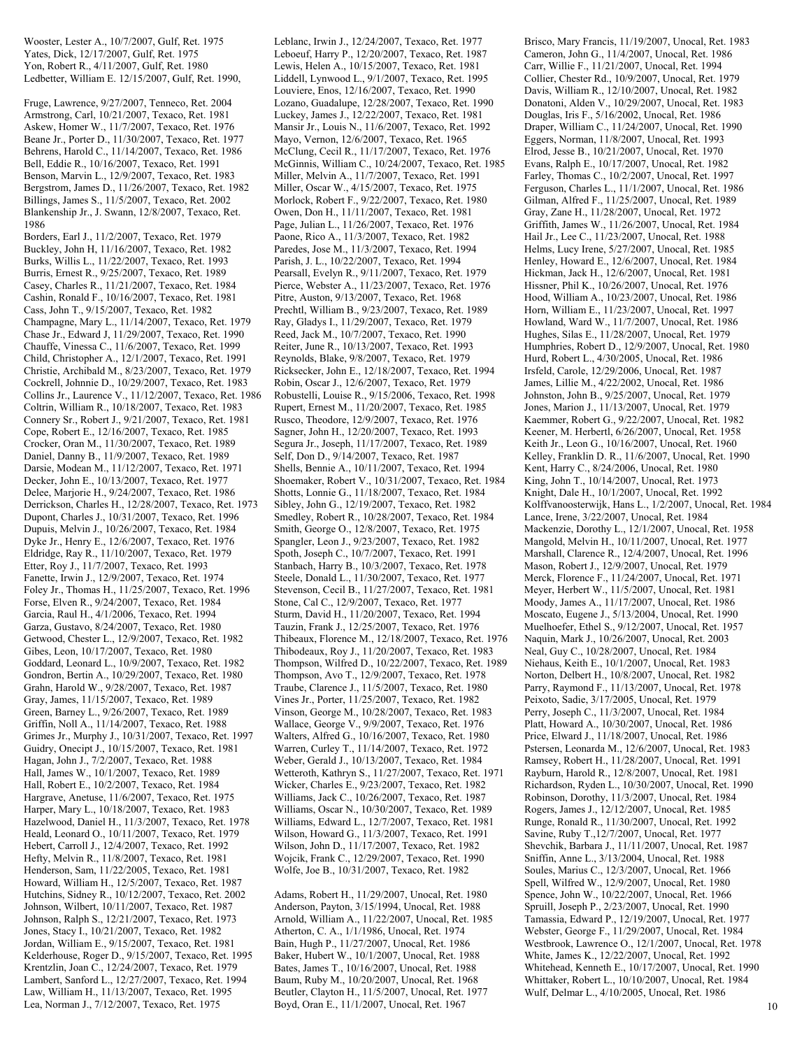Wooster, Lester A., 10/7/2007, Gulf, Ret. 1975
Yates, Dick, 12/17/2007, Gulf, Ret. 1975
Yon, Robert R., 4/11/2007, Gulf, Ret. 1980
Ledbetter, William E. 12/15/2007, Gulf, Ret. 1990,

Fruge, Lawrence, 9/27/2007, Tenneco, Ret. 2004
Armstrong, Carl, 10/21/2007, Texaco, Ret. 1981
Askew, Homer W., 11/7/2007, Texaco, Ret. 1976
Beane Jr., Porter D., 11/30/2007, Texaco, Ret. 1977
Behrens, Harold C., 11/14/2007, Texaco, Ret. 1986
Bell, Eddie R., 10/16/2007, Texaco, Ret. 1991
Benson, Marvin L., 12/9/2007, Texaco, Ret. 1983
Bergstrom, James D., 11/26/2007, Texaco, Ret. 1982
Billings, James S., 11/5/2007, Texaco, Ret. 2002
Blankenship Jr., J. Swann, 12/8/2007, Texaco, Ret. 1986
Borders, Earl J., 11/2/2007, Texaco, Ret. 1979
Buckley, John H, 11/16/2007, Texaco, Ret. 1982
Burks, Willis L., 11/22/2007, Texaco, Ret. 1993
Burris, Ernest R., 9/25/2007, Texaco, Ret. 1989
Casey, Charles R., 11/21/2007, Texaco, Ret. 1984
Cashin, Ronald F., 10/16/2007, Texaco, Ret. 1981
Cass, John T., 9/15/2007, Texaco, Ret. 1982
Champagne, Mary L., 11/14/2007, Texaco, Ret. 1979
Chase Jr., Edward J, 11/29/2007, Texaco, Ret. 1990
Chauffe, Vinessa C., 11/6/2007, Texaco, Ret. 1999
Child, Christopher A., 12/1/2007, Texaco, Ret. 1991
Christie, Archibald M., 8/23/2007, Texaco, Ret. 1979
Cockrell, Johnnie D., 10/29/2007, Texaco, Ret. 1983
Collins Jr., Laurence V., 11/12/2007, Texaco, Ret. 1986
Coltrin, William R., 10/18/2007, Texaco, Ret. 1983
Connery Sr., Robert J., 9/21/2007, Texaco, Ret. 1981
Cope, Robert E., 12/16/2007, Texaco, Ret. 1985
Crocker, Oran M., 11/30/2007, Texaco, Ret. 1989
Daniel, Danny B., 11/9/2007, Texaco, Ret. 1989
Darsie, Modean M., 11/12/2007, Texaco, Ret. 1971
Decker, John E., 10/13/2007, Texaco, Ret. 1977
Delee, Marjorie H., 9/24/2007, Texaco, Ret. 1986
Derrickson, Charles H., 12/28/2007, Texaco, Ret. 1973
Dupont, Charles J., 10/31/2007, Texaco, Ret. 1996
Dupuis, Melvin J., 10/26/2007, Texaco, Ret. 1984
Dyke Jr., Henry E., 12/6/2007, Texaco, Ret. 1976
Eldridge, Ray R., 11/10/2007, Texaco, Ret. 1979
Etter, Roy J., 11/7/2007, Texaco, Ret. 1993
Fanette, Irwin J., 12/9/2007, Texaco, Ret. 1974
Foley Jr., Thomas H., 11/25/2007, Texaco, Ret. 1996
Forse, Elven R., 9/24/2007, Texaco, Ret. 1984
Garcia, Raul H., 4/1/2006, Texaco, Ret. 1994
Garza, Gustavo, 8/24/2007, Texaco, Ret. 1980
Getwood, Chester L., 12/9/2007, Texaco, Ret. 1982
Gibes, Leon, 10/17/2007, Texaco, Ret. 1980
Goddard, Leonard L., 10/9/2007, Texaco, Ret. 1982
Gondron, Bertin A., 10/29/2007, Texaco, Ret. 1980
Grahn, Harold W., 9/28/2007, Texaco, Ret. 1987
Gray, James, 11/15/2007, Texaco, Ret. 1989
Green, Barney L., 9/26/2007, Texaco, Ret. 1989
Griffin, Noll A., 11/14/2007, Texaco, Ret. 1988
Grimes Jr., Murphy J., 10/31/2007, Texaco, Ret. 1997
Guidry, Onecipt J., 10/15/2007, Texaco, Ret. 1981
Hagan, John J., 7/2/2007, Texaco, Ret. 1988
Hall, James W., 10/1/2007, Texaco, Ret. 1989
Hall, Robert E., 10/2/2007, Texaco, Ret. 1984
Hargrave, Anetuse, 11/6/2007, Texaco, Ret. 1975
Harper, Mary L., 10/18/2007, Texaco, Ret. 1983
Hazelwood, Daniel H., 11/3/2007, Texaco, Ret. 1978
Heald, Leonard O., 10/11/2007, Texaco, Ret. 1979
Hebert, Carroll J., 12/4/2007, Texaco, Ret. 1992
Hefty, Melvin R., 11/8/2007, Texaco, Ret. 1981
Henderson, Sam, 11/22/2005, Texaco, Ret. 1981
Howard, William H., 12/5/2007, Texaco, Ret. 1987
Hutchins, Sidney R., 10/12/2007, Texaco, Ret. 2002
Johnson, Wilbert, 10/11/2007, Texaco, Ret. 1987
Johnson, Ralph S., 12/21/2007, Texaco, Ret. 1973
Jones, Stacy I., 10/21/2007, Texaco, Ret. 1982
Jordan, William E., 9/15/2007, Texaco, Ret. 1981
Kelderhouse, Roger D., 9/15/2007, Texaco, Ret. 1995
Krentzlin, Joan C., 12/24/2007, Texaco, Ret. 1979
Lambert, Sanford L., 12/27/2007, Texaco, Ret. 1994
Law, William H., 11/13/2007, Texaco, Ret. 1995
Lea, Norman J., 7/12/2007, Texaco, Ret. 1975
Leblanc, Irwin J., 12/24/2007, Texaco, Ret. 1977
Leboeuf, Harry P., 12/20/2007, Texaco, Ret. 1987
Lewis, Helen A., 10/15/2007, Texaco, Ret. 1981
Liddell, Lynwood L., 9/1/2007, Texaco, Ret. 1995
Louviere, Enos, 12/16/2007, Texaco, Ret. 1990
Lozano, Guadalupe, 12/28/2007, Texaco, Ret. 1990
Luckey, James J., 12/22/2007, Texaco, Ret. 1981
Mansir Jr., Louis N., 11/6/2007, Texaco, Ret. 1992
Mayo, Vernon, 12/6/2007, Texaco, Ret. 1965
McClung, Cecil R., 11/17/2007, Texaco, Ret. 1976
McGinnis, William C., 10/24/2007, Texaco, Ret. 1985
Miller, Melvin A., 11/7/2007, Texaco, Ret. 1991
Miller, Oscar W., 4/15/2007, Texaco, Ret. 1975
Morlock, Robert F., 9/22/2007, Texaco, Ret. 1980
Owen, Don H., 11/11/2007, Texaco, Ret. 1981
Page, Julian L., 11/26/2007, Texaco, Ret. 1976
Paone, Rico A., 11/3/2007, Texaco, Ret. 1982
Paredes, Jose M., 11/3/2007, Texaco, Ret. 1994
Parish, J. L., 10/22/2007, Texaco, Ret. 1994
Pearsall, Evelyn R., 9/11/2007, Texaco, Ret. 1979
Pierce, Webster A., 11/23/2007, Texaco, Ret. 1976
Pitre, Auston, 9/13/2007, Texaco, Ret. 1968
Prechtl, William B., 9/23/2007, Texaco, Ret. 1989
Ray, Gladys I., 11/29/2007, Texaco, Ret. 1979
Reed, Jack M., 10/7/2007, Texaco, Ret. 1990
Reiter, June R., 10/13/2007, Texaco, Ret. 1993
Reynolds, Blake, 9/8/2007, Texaco, Ret. 1979
Ricksecker, John E., 12/18/2007, Texaco, Ret. 1994
Robin, Oscar J., 12/6/2007, Texaco, Ret. 1979
Robustelli, Louise R., 9/15/2006, Texaco, Ret. 1998
Rupert, Ernest M., 11/20/2007, Texaco, Ret. 1985
Rusco, Theodore, 12/9/2007, Texaco, Ret. 1976
Sagner, John H., 12/20/2007, Texaco, Ret. 1993
Segura Jr., Joseph, 11/17/2007, Texaco, Ret. 1989
Self, Don D., 9/14/2007, Texaco, Ret. 1987
Shells, Bennie A., 10/11/2007, Texaco, Ret. 1994
Shoemaker, Robert V., 10/31/2007, Texaco, Ret. 1984
Shotts, Lonnie G., 11/18/2007, Texaco, Ret. 1984
Sibley, John G., 12/19/2007, Texaco, Ret. 1982
Smedley, Robert R., 10/28/2007, Texaco, Ret. 1984
Smith, George O., 12/8/2007, Texaco, Ret. 1975
Spangler, Leon J., 9/23/2007, Texaco, Ret. 1982
Spoth, Joseph C., 10/7/2007, Texaco, Ret. 1991
Stanbach, Harry B., 10/3/2007, Texaco, Ret. 1978
Steele, Donald L., 11/30/2007, Texaco, Ret. 1977
Stevenson, Cecil B., 11/27/2007, Texaco, Ret. 1981
Stone, Cal C., 12/9/2007, Texaco, Ret. 1977
Sturm, David H., 11/20/2007, Texaco, Ret. 1994
Tauzin, Frank J., 12/25/2007, Texaco, Ret. 1976
Thibeaux, Florence M., 12/18/2007, Texaco, Ret. 1976
Thibodeaux, Roy J., 11/20/2007, Texaco, Ret. 1983
Thompson, Wilfred D., 10/22/2007, Texaco, Ret. 1989
Thompson, Avo T., 12/9/2007, Texaco, Ret. 1978
Traube, Clarence J., 11/5/2007, Texaco, Ret. 1980
Vines Jr., Porter, 11/25/2007, Texaco, Ret. 1982
Vinson, George M., 10/28/2007, Texaco, Ret. 1983
Wallace, George V., 9/9/2007, Texaco, Ret. 1976
Walters, Alfred G., 10/16/2007, Texaco, Ret. 1980
Warren, Curley T., 11/14/2007, Texaco, Ret. 1972
Weber, Gerald J., 10/13/2007, Texaco, Ret. 1984
Wetteroth, Kathryn S., 11/27/2007, Texaco, Ret. 1971
Wicker, Charles E., 9/23/2007, Texaco, Ret. 1982
Williams, Jack C., 10/26/2007, Texaco, Ret. 1987
Williams, Oscar N., 10/30/2007, Texaco, Ret. 1989
Williams, Edward L., 12/7/2007, Texaco, Ret. 1981
Wilson, Howard G., 11/3/2007, Texaco, Ret. 1991
Wilson, John D., 11/17/2007, Texaco, Ret. 1982
Wojcik, Frank C., 12/29/2007, Texaco, Ret. 1990
Wolfe, Joe B., 10/31/2007, Texaco, Ret. 1982

Adams, Robert H., 11/29/2007, Unocal, Ret. 1980
Anderson, Payton, 3/15/1994, Unocal, Ret. 1988
Arnold, William A., 11/22/2007, Unocal, Ret. 1985
Atherton, C. A., 1/1/1986, Unocal, Ret. 1974
Bain, Hugh P., 11/27/2007, Unocal, Ret. 1986
Baker, Hubert W., 10/1/2007, Unocal, Ret. 1988
Bates, James T., 10/16/2007, Unocal, Ret. 1988
Baum, Ruby M., 10/20/2007, Unocal, Ret. 1968
Beutler, Clayton H., 11/5/2007, Unocal, Ret. 1977
Boyd, Oran E., 11/1/2007, Unocal, Ret. 1967
Brisco, Mary Francis, 11/19/2007, Unocal, Ret. 1983
Cameron, John G., 11/4/2007, Unocal, Ret. 1986
Carr, Willie F., 11/21/2007, Unocal, Ret. 1994
Collier, Chester Rd., 10/9/2007, Unocal, Ret. 1979
Davis, William R., 12/10/2007, Unocal, Ret. 1982
Donatoni, Alden V., 10/29/2007, Unocal, Ret. 1983
Douglas, Iris F., 5/16/2002, Unocal, Ret. 1986
Draper, William C., 11/24/2007, Unocal, Ret. 1990
Eggers, Norman, 11/8/2007, Unocal, Ret. 1993
Elrod, Jesse B., 10/21/2007, Unocal, Ret. 1970
Evans, Ralph E., 10/17/2007, Unocal, Ret. 1982
Farley, Thomas C., 10/2/2007, Unocal, Ret. 1997
Ferguson, Charles L., 11/1/2007, Unocal, Ret. 1986
Gilman, Alfred F., 11/25/2007, Unocal, Ret. 1989
Gray, Zane H., 11/28/2007, Unocal, Ret. 1972
Griffith, James W., 11/26/2007, Unocal, Ret. 1984
Hail Jr., Lee C., 11/23/2007, Unocal, Ret. 1988
Helms, Lucy Irene, 5/27/2007, Unocal, Ret. 1985
Henley, Howard E., 12/6/2007, Unocal, Ret. 1984
Hickman, Jack H., 12/6/2007, Unocal, Ret. 1981
Hissner, Phil K., 10/26/2007, Unocal, Ret. 1976
Hood, William A., 10/23/2007, Unocal, Ret. 1986
Horn, William E., 11/23/2007, Unocal, Ret. 1997
Howland, Ward W., 11/7/2007, Unocal, Ret. 1986
Hughes, Silas E., 11/28/2007, Unocal, Ret. 1979
Humphries, Robert D., 12/9/2007, Unocal, Ret. 1980
Hurd, Robert L., 4/30/2005, Unocal, Ret. 1986
Irsfeld, Carole, 12/29/2006, Unocal, Ret. 1987
James, Lillie M., 4/22/2002, Unocal, Ret. 1986
Johnston, John B., 9/25/2007, Unocal, Ret. 1979
Jones, Marion J., 11/13/2007, Unocal, Ret. 1979
Kaemmer, Robert G., 9/22/2007, Unocal, Ret. 1982
Keener, M. Herbertl, 6/26/2007, Unocal, Ret. 1958
Keith Jr., Leon G., 10/16/2007, Unocal, Ret. 1960
Kelley, Franklin D. R., 11/6/2007, Unocal, Ret. 1990
Kent, Harry C., 8/24/2006, Unocal, Ret. 1980
King, John T., 10/14/2007, Unocal, Ret. 1973
Knight, Dale H., 10/1/2007, Unocal, Ret. 1992
Kolffvanoosterwijk, Hans L., 1/2/2007, Unocal, Ret. 1984
Lance, Irene, 3/22/2007, Unocal, Ret. 1984
Mackenzie, Dorothy L., 12/1/2007, Unocal, Ret. 1958
Mangold, Melvin H., 10/11/2007, Unocal, Ret. 1977
Marshall, Clarence R., 12/4/2007, Unocal, Ret. 1996
Mason, Robert J., 12/9/2007, Unocal, Ret. 1979
Merck, Florence F., 11/24/2007, Unocal, Ret. 1971
Meyer, Herbert W., 11/5/2007, Unocal, Ret. 1981
Moody, James A., 11/17/2007, Unocal, Ret. 1986
Moscato, Eugene J., 5/13/2004, Unocal, Ret. 1990
Muelhoefer, Ethel S., 9/12/2007, Unocal, Ret. 1957
Naquin, Mark J., 10/26/2007, Unocal, Ret. 2003
Neal, Guy C., 10/28/2007, Unocal, Ret. 1984
Niehaus, Keith E., 10/1/2007, Unocal, Ret. 1983
Norton, Delbert H., 10/8/2007, Unocal, Ret. 1982
Parry, Raymond F., 11/13/2007, Unocal, Ret. 1978
Peixoto, Sadie, 3/17/2005, Unocal, Ret. 1979
Perry, Joseph C., 11/3/2007, Unocal, Ret. 1984
Platt, Howard A., 10/30/2007, Unocal, Ret. 1986
Price, Elward J., 11/18/2007, Unocal, Ret. 1986
Pstersen, Leonarda M., 12/6/2007, Unocal, Ret. 1983
Ramsey, Robert H., 11/28/2007, Unocal, Ret. 1991
Rayburn, Harold R., 12/8/2007, Unocal, Ret. 1981
Richardson, Ryden L., 10/30/2007, Unocal, Ret. 1990
Robinson, Dorothy, 11/3/2007, Unocal, Ret. 1984
Rogers, James J., 12/12/2007, Unocal, Ret. 1985
Runge, Ronald R., 11/30/2007, Unocal, Ret. 1992
Savine, Ruby T.,12/7/2007, Unocal, Ret. 1977
Shevchik, Barbara J., 11/11/2007, Unocal, Ret. 1987
Sniffin, Anne L., 3/13/2004, Unocal, Ret. 1988
Soules, Marius C., 12/3/2007, Unocal, Ret. 1966
Spell, Wilfred W., 12/9/2007, Unocal, Ret. 1980
Spence, John W., 10/22/2007, Unocal, Ret. 1966
Spruill, Joseph P., 2/23/2007, Unocal, Ret. 1990
Tamassia, Edward P., 12/19/2007, Unocal, Ret. 1977
Webster, George F., 11/29/2007, Unocal, Ret. 1984
Westbrook, Lawrence O., 12/1/2007, Unocal, Ret. 1978
White, James K., 12/22/2007, Unocal, Ret. 1992
Whitehead, Kenneth E., 10/17/2007, Unocal, Ret. 1990
Whittaker, Robert L., 10/10/2007, Unocal, Ret. 1984
Wulf, Delmar L., 4/10/2005, Unocal, Ret. 1986